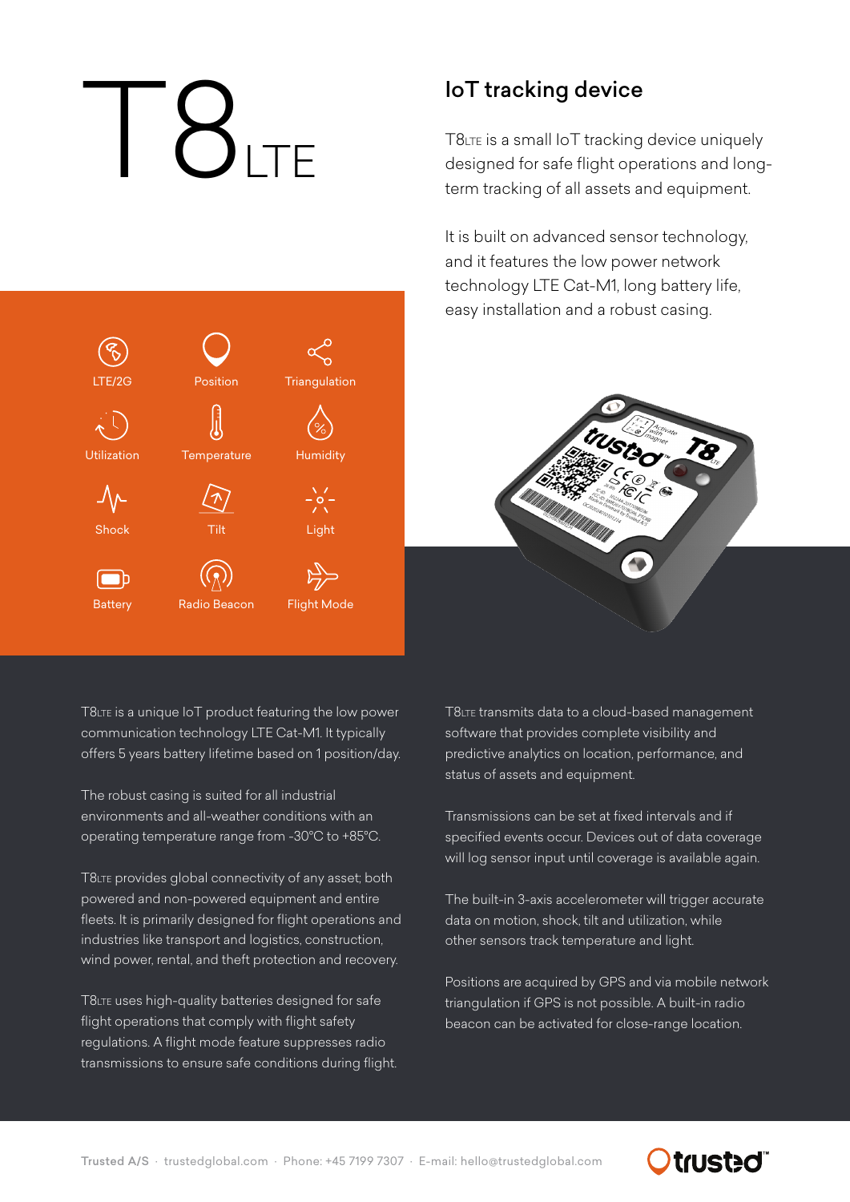# T8 LTE

## IoT tracking device

T8LTE is a small IoT tracking device uniquely designed for safe flight operations and long-term tracking of all assets and equipment.

It is built on advanced sensor technology, and it features the low power network technology LTE Cat-M1, long battery life, easy installation and a robust casing.

- LTE/2G
- Position
- Triangulation
- Utilization
- Temperature
- Humidity
- Shock
- Tilt
- Light
- Battery
- Radio Beacon
- Flight Mode

T8LTE is a unique IoT product featuring the low power communication technology LTE Cat-M1. It typically offers 5 years battery lifetime based on 1 position/day.

The robust casing is suited for all industrial environments and all-weather conditions with an operating temperature range from -30°C to +85°C.

T8LTE provides global connectivity of any asset; both powered and non-powered equipment and entire fleets. It is primarily designed for flight operations and industries like transport and logistics, construction, wind power, rental, and theft protection and recovery.

T8LTE uses high-quality batteries designed for safe flight operations that comply with flight safety regulations. A flight mode feature suppresses radio transmissions to ensure safe conditions during flight.

T8LTE transmits data to a cloud-based management software that provides complete visibility and predictive analytics on location, performance, and status of assets and equipment.

Transmissions can be set at fixed intervals and if specified events occur. Devices out of data coverage will log sensor input until coverage is available again.

The built-in 3-axis accelerometer will trigger accurate data on motion, shock, tilt and utilization, while other sensors track temperature and light.

Positions are acquired by GPS and via mobile network triangulation if GPS is not possible. A built-in radio beacon can be activated for close-range location.

Trusted A/S · trustedglobal.com · Phone: +45 7199 7307 · E-mail: hello@trustedglobal.com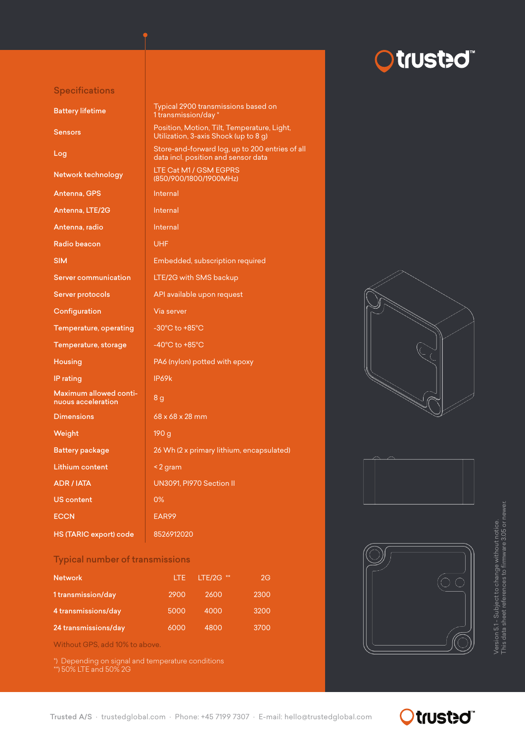## Specifications

| | |
|---|---|
| Battery lifetime | Typical 2900 transmissions based on 1 transmission/day * |
| Sensors | Position, Motion, Tilt, Temperature, Light, Utilization, 3-axis Shock (up to 8 g) |
| Log | Store-and-forward log, up to 200 entries of all data incl. position and sensor data |
| Network technology | LTE Cat M1 / GSM EGPRS (850/900/1800/1900MHz) |
| Antenna, GPS | Internal |
| Antenna, LTE/2G | Internal |
| Antenna, radio | Internal |
| Radio beacon | UHF |
| SIM | Embedded, subscription required |
| Server communication | LTE/2G with SMS backup |
| Server protocols | API available upon request |
| Configuration | Via server |
| Temperature, operating | -30°C to +85°C |
| Temperature, storage | -40°C to +85°C |
| Housing | PA6 (nylon) potted with epoxy |
| IP rating | IP69k |
| Maximum allowed continuous acceleration | 8 g |
| Dimensions | 68 x 68 x 28 mm |
| Weight | 190 g |
| Battery package | 26 Wh (2 x primary lithium, encapsulated) |
| Lithium content | < 2 gram |
| ADR / IATA | UN3091, PI970 Section II |
| US content | 0% |
| ECCN | EAR99 |
| HS (TARIC export) code | 8526912020 |

## Typical number of transmissions

| Network | LTE | LTE/2G ** | 2G |
|---|---|---|---|
| 1 transmission/day | 2900 | 2600 | 2300 |
| 4 transmissions/day | 5000 | 4000 | 3200 |
| 24 transmissions/day | 6000 | 4800 | 3700 |

Without GPS, add 10% to above.

*) Depending on signal and temperature conditions
**) 50% LTE and 50% 2G

Version 5.1 - Subject to change without notice.
This data sheet references to firmware 3.05 or newer.

Trusted A/S · trustedglobal.com · Phone: +45 7199 7307 · E-mail: hello@trustedglobal.com